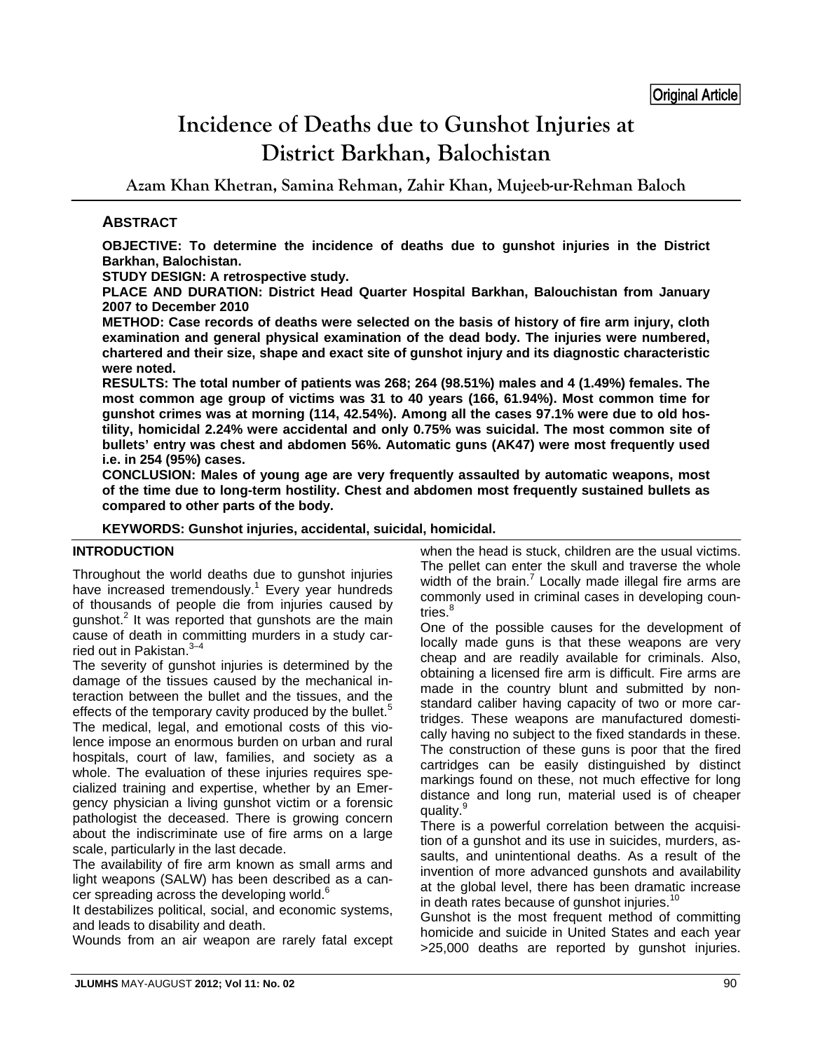Original Article

# Incidence of Deaths due to Gunshot Injuries at District Barkhan, Balochistan

**Azam Khan Khetran, Samina Rehman, Zahir Khan, Mujeeb-ur-Rehman Baloch**

## ABSTRACT

**OBJECTIVE: To determine the incidence of deaths due to gunshot injuries in the District Barkhan, Balochistan.**

**STUDY DESIGN: A retrospective study.**

**PLACE AND DURATION: District Head Quarter Hospital Barkhan, Balouchistan from January 2007 to December 2010**

**METHOD: Case records of deaths were selected on the basis of history of fire arm injury, cloth examination and general physical examination of the dead body. The injuries were numbered, chartered and their size, shape and exact site of gunshot injury and its diagnostic characteristic were noted.**

**RESULTS: The total number of patients was 268; 264 (98.51%) males and 4 (1.49%) females. The most common age group of victims was 31 to 40 years (166, 61.94%). Most common time for gunshot crimes was at morning (114, 42.54%). Among all the cases 97.1% were due to old hostility, homicidal 2.24% were accidental and only 0.75% was suicidal. The most common site of bullets' entry was chest and abdomen 56%. Automatic guns (AK47) were most frequently used i.e. in 254 (95%) cases.**

**CONCLUSION: Males of young age are very frequently assaulted by automatic weapons, most of the time due to long-term hostility. Chest and abdomen most frequently sustained bullets as compared to other parts of the body.**

**KEYWORDS: Gunshot injuries, accidental, suicidal, homicidal.**

## INTRODUCTION

Throughout the world deaths due to gunshot injuries have increased tremendously.[1] Every year hundreds of thousands of people die from injuries caused by gunshot.[2] It was reported that gunshots are the main cause of death in committing murders in a study carried out in Pakistan.[3–4]

The severity of gunshot injuries is determined by the damage of the tissues caused by the mechanical interaction between the bullet and the tissues, and the effects of the temporary cavity produced by the bullet.[5]

The medical, legal, and emotional costs of this violence impose an enormous burden on urban and rural hospitals, court of law, families, and society as a whole. The evaluation of these injuries requires specialized training and expertise, whether by an Emergency physician a living gunshot victim or a forensic pathologist the deceased. There is growing concern about the indiscriminate use of fire arms on a large scale, particularly in the last decade.

The availability of fire arm known as small arms and light weapons (SALW) has been described as a cancer spreading across the developing world.[6]

It destabilizes political, social, and economic systems, and leads to disability and death.

Wounds from an air weapon are rarely fatal except when the head is stuck, children are the usual victims. The pellet can enter the skull and traverse the whole width of the brain.[7] Locally made illegal fire arms are commonly used in criminal cases in developing countries.[8]

One of the possible causes for the development of locally made guns is that these weapons are very cheap and are readily available for criminals. Also, obtaining a licensed fire arm is difficult. Fire arms are made in the country blunt and submitted by non-standard caliber having capacity of two or more cartridges. These weapons are manufactured domestically having no subject to the fixed standards in these. The construction of these guns is poor that the fired cartridges can be easily distinguished by distinct markings found on these, not much effective for long distance and long run, material used is of cheaper quality.[9]

There is a powerful correlation between the acquisition of a gunshot and its use in suicides, murders, assaults, and unintentional deaths. As a result of the invention of more advanced gunshots and availability at the global level, there has been dramatic increase in death rates because of gunshot injuries.[10]

Gunshot is the most frequent method of committing homicide and suicide in United States and each year >25,000 deaths are reported by gunshot injuries.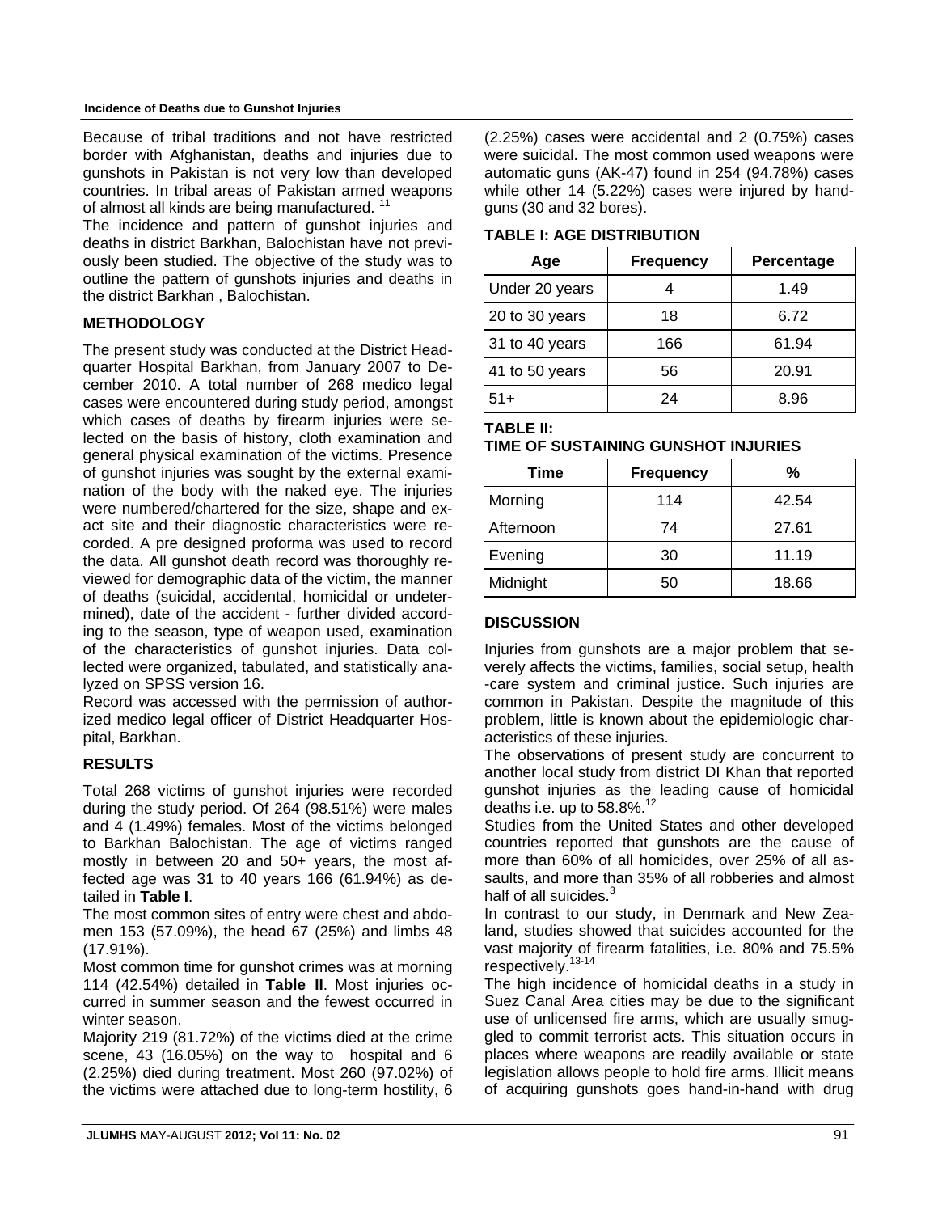Because of tribal traditions and not have restricted border with Afghanistan, deaths and injuries due to gunshots in Pakistan is not very low than developed countries. In tribal areas of Pakistan armed weapons of almost all kinds are being manufactured. [11]

The incidence and pattern of gunshot injuries and deaths in district Barkhan, Balochistan have not previously been studied. The objective of the study was to outline the pattern of gunshots injuries and deaths in the district Barkhan , Balochistan.

## METHODOLOGY

The present study was conducted at the District Headquarter Hospital Barkhan, from January 2007 to December 2010. A total number of 268 medico legal cases were encountered during study period, amongst which cases of deaths by firearm injuries were selected on the basis of history, cloth examination and general physical examination of the victims. Presence of gunshot injuries was sought by the external examination of the body with the naked eye. The injuries were numbered/chartered for the size, shape and exact site and their diagnostic characteristics were recorded. A pre designed proforma was used to record the data. All gunshot death record was thoroughly reviewed for demographic data of the victim, the manner of deaths (suicidal, accidental, homicidal or undetermined), date of the accident - further divided according to the season, type of weapon used, examination of the characteristics of gunshot injuries. Data collected were organized, tabulated, and statistically analyzed on SPSS version 16.

Record was accessed with the permission of authorized medico legal officer of District Headquarter Hospital, Barkhan.

## RESULTS

Total 268 victims of gunshot injuries were recorded during the study period. Of 264 (98.51%) were males and 4 (1.49%) females. Most of the victims belonged to Barkhan Balochistan. The age of victims ranged mostly in between 20 and 50+ years, the most affected age was 31 to 40 years 166 (61.94%) as detailed in **Table I**.

The most common sites of entry were chest and abdomen 153 (57.09%), the head 67 (25%) and limbs 48 (17.91%).

Most common time for gunshot crimes was at morning 114 (42.54%) detailed in **Table II**. Most injuries occurred in summer season and the fewest occurred in winter season.

Majority 219 (81.72%) of the victims died at the crime scene, 43 (16.05%) on the way to hospital and 6 (2.25%) died during treatment. Most 260 (97.02%) of the victims were attached due to long-term hostility, 6 (2.25%) cases were accidental and 2 (0.75%) cases were suicidal. The most common used weapons were automatic guns (AK-47) found in 254 (94.78%) cases while other 14 (5.22%) cases were injured by handguns (30 and 32 bores).

**TABLE I: AGE DISTRIBUTION**

| Age | Frequency | Percentage |
|---|---|---|
| Under 20 years | 4 | 1.49 |
| 20 to 30 years | 18 | 6.72 |
| 31 to 40 years | 166 | 61.94 |
| 41 to 50 years | 56 | 20.91 |
| 51+ | 24 | 8.96 |

**TABLE II: TIME OF SUSTAINING GUNSHOT INJURIES**

| Time | Frequency | % |
|---|---|---|
| Morning | 114 | 42.54 |
| Afternoon | 74 | 27.61 |
| Evening | 30 | 11.19 |
| Midnight | 50 | 18.66 |

## DISCUSSION

Injuries from gunshots are a major problem that severely affects the victims, families, social setup, health -care system and criminal justice. Such injuries are common in Pakistan. Despite the magnitude of this problem, little is known about the epidemiologic characteristics of these injuries.

The observations of present study are concurrent to another local study from district DI Khan that reported gunshot injuries as the leading cause of homicidal deaths i.e. up to 58.8%.[12]

Studies from the United States and other developed countries reported that gunshots are the cause of more than 60% of all homicides, over 25% of all assaults, and more than 35% of all robberies and almost half of all suicides.[3]

In contrast to our study, in Denmark and New Zealand, studies showed that suicides accounted for the vast majority of firearm fatalities, i.e. 80% and 75.5% respectively.[13-14]

The high incidence of homicidal deaths in a study in Suez Canal Area cities may be due to the significant use of unlicensed fire arms, which are usually smuggled to commit terrorist acts. This situation occurs in places where weapons are readily available or state legislation allows people to hold fire arms. Illicit means of acquiring gunshots goes hand-in-hand with drug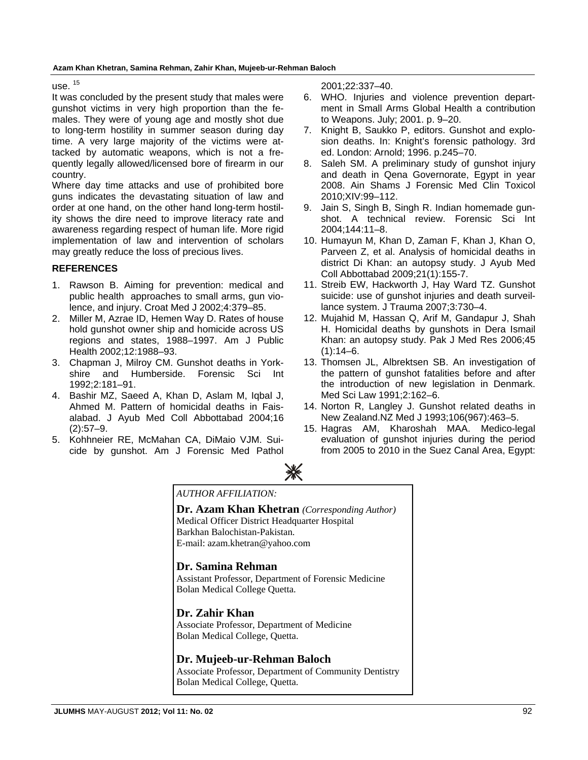use. [15]

It was concluded by the present study that males were gunshot victims in very high proportion than the females. They were of young age and mostly shot due to long-term hostility in summer season during day time. A very large majority of the victims were attacked by automatic weapons, which is not a frequently legally allowed/licensed bore of firearm in our country.

Where day time attacks and use of prohibited bore guns indicates the devastating situation of law and order at one hand, on the other hand long-term hostility shows the dire need to improve literacy rate and awareness regarding respect of human life. More rigid implementation of law and intervention of scholars may greatly reduce the loss of precious lives.

## REFERENCES

1. Rawson B. Aiming for prevention: medical and public health approaches to small arms, gun violence, and injury. Croat Med J 2002;4:379–85.
2. Miller M, Azrae ID, Hemen Way D. Rates of house hold gunshot owner ship and homicide across US regions and states, 1988–1997. Am J Public Health 2002;12:1988–93.
3. Chapman J, Milroy CM. Gunshot deaths in Yorkshire and Humberside. Forensic Sci Int 1992;2:181–91.
4. Bashir MZ, Saeed A, Khan D, Aslam M, Iqbal J, Ahmed M. Pattern of homicidal deaths in Faisalabad. J Ayub Med Coll Abbottabad 2004;16 (2):57–9.
5. Kohhneier RE, McMahan CA, DiMaio VJM. Suicide by gunshot. Am J Forensic Med Pathol 2001;22:337–40.
6. WHO. Injuries and violence prevention department in Small Arms Global Health a contribution to Weapons. July; 2001. p. 9–20.
7. Knight B, Saukko P, editors. Gunshot and explosion deaths. In: Knight's forensic pathology. 3rd ed. London: Arnold; 1996. p.245–70.
8. Saleh SM. A preliminary study of gunshot injury and death in Qena Governorate, Egypt in year 2008. Ain Shams J Forensic Med Clin Toxicol 2010;XIV:99–112.
9. Jain S, Singh B, Singh R. Indian homemade gunshot. A technical review. Forensic Sci Int 2004;144:11–8.
10. Humayun M, Khan D, Zaman F, Khan J, Khan O, Parveen Z, et al. Analysis of homicidal deaths in district Di Khan: an autopsy study. J Ayub Med Coll Abbottabad 2009;21(1):155-7.
11. Streib EW, Hackworth J, Hay Ward TZ. Gunshot suicide: use of gunshot injuries and death surveillance system. J Trauma 2007;3:730–4.
12. Mujahid M, Hassan Q, Arif M, Gandapur J, Shah H. Homicidal deaths by gunshots in Dera Ismail Khan: an autopsy study. Pak J Med Res 2006;45 (1):14–6.
13. Thomsen JL, Albrektsen SB. An investigation of the pattern of gunshot fatalities before and after the introduction of new legislation in Denmark. Med Sci Law 1991;2:162–6.
14. Norton R, Langley J. Gunshot related deaths in New Zealand.NZ Med J 1993;106(967):463–5.
15. Hagras AM, Kharoshah MAA. Medico-legal evaluation of gunshot injuries during the period from 2005 to 2010 in the Suez Canal Area, Egypt:

*AUTHOR AFFILIATION:*

**Dr. Azam Khan Khetran** *(Corresponding Author)*
Medical Officer District Headquarter Hospital
Barkhan Balochistan-Pakistan.
E-mail: azam.khetran@yahoo.com

**Dr. Samina Rehman**
Assistant Professor, Department of Forensic Medicine
Bolan Medical College Quetta.

**Dr. Zahir Khan**
Associate Professor, Department of Medicine
Bolan Medical College, Quetta.

**Dr. Mujeeb-ur-Rehman Baloch**
Associate Professor, Department of Community Dentistry
Bolan Medical College, Quetta.